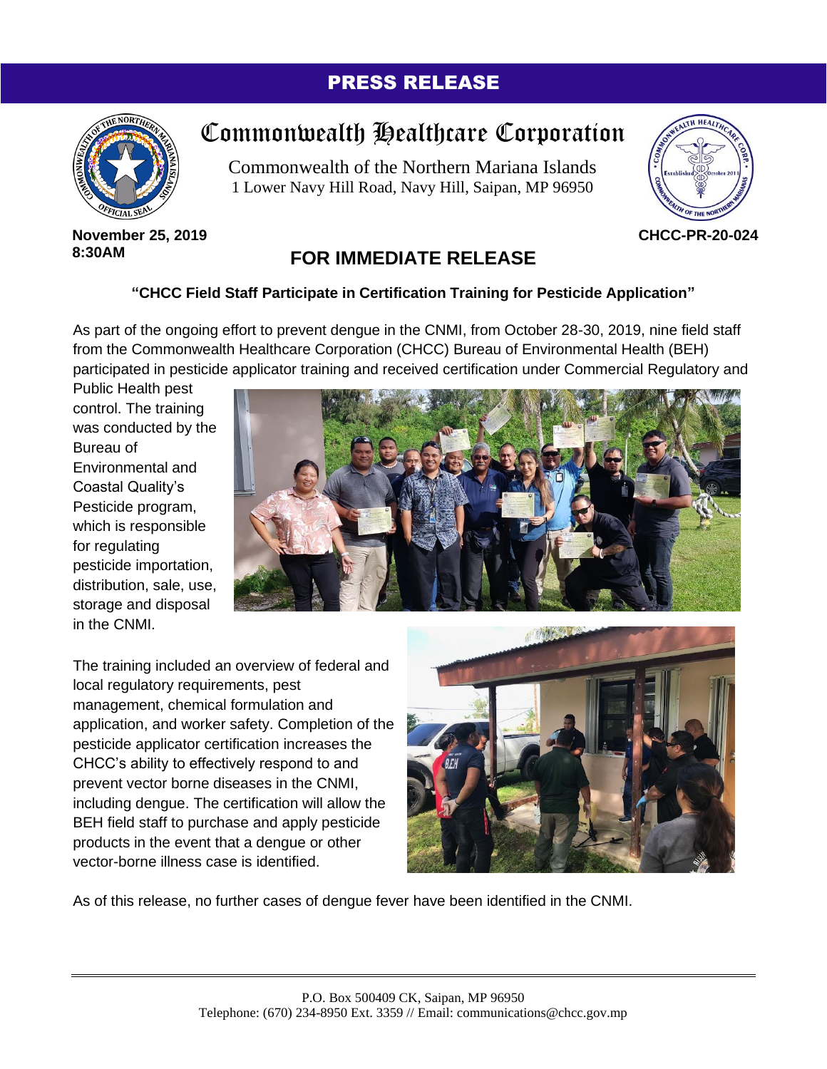**PRESS RELEASE**

# Commonwealth Healthcare Corporation

Commonwealth of the Northern Mariana Islands
1 Lower Navy Hill Road, Navy Hill, Saipan, MP 96950

**November 25, 2019**
**8:30AM**

**CHCC-PR-20-024**

## FOR IMMEDIATE RELEASE

**"CHCC Field Staff Participate in Certification Training for Pesticide Application"**

As part of the ongoing effort to prevent dengue in the CNMI, from October 28-30, 2019, nine field staff from the Commonwealth Healthcare Corporation (CHCC) Bureau of Environmental Health (BEH) participated in pesticide applicator training and received certification under Commercial Regulatory and Public Health pest control. The training was conducted by the Bureau of Environmental and Coastal Quality's Pesticide program, which is responsible for regulating pesticide importation, distribution, sale, use, storage and disposal in the CNMI.

The training included an overview of federal and local regulatory requirements, pest management, chemical formulation and application, and worker safety. Completion of the pesticide applicator certification increases the CHCC's ability to effectively respond to and prevent vector borne diseases in the CNMI, including dengue. The certification will allow the BEH field staff to purchase and apply pesticide products in the event that a dengue or other vector-borne illness case is identified.

As of this release, no further cases of dengue fever have been identified in the CNMI.

P.O. Box 500409 CK, Saipan, MP 96950
Telephone: (670) 234-8950 Ext. 3359 // Email: communications@chcc.gov.mp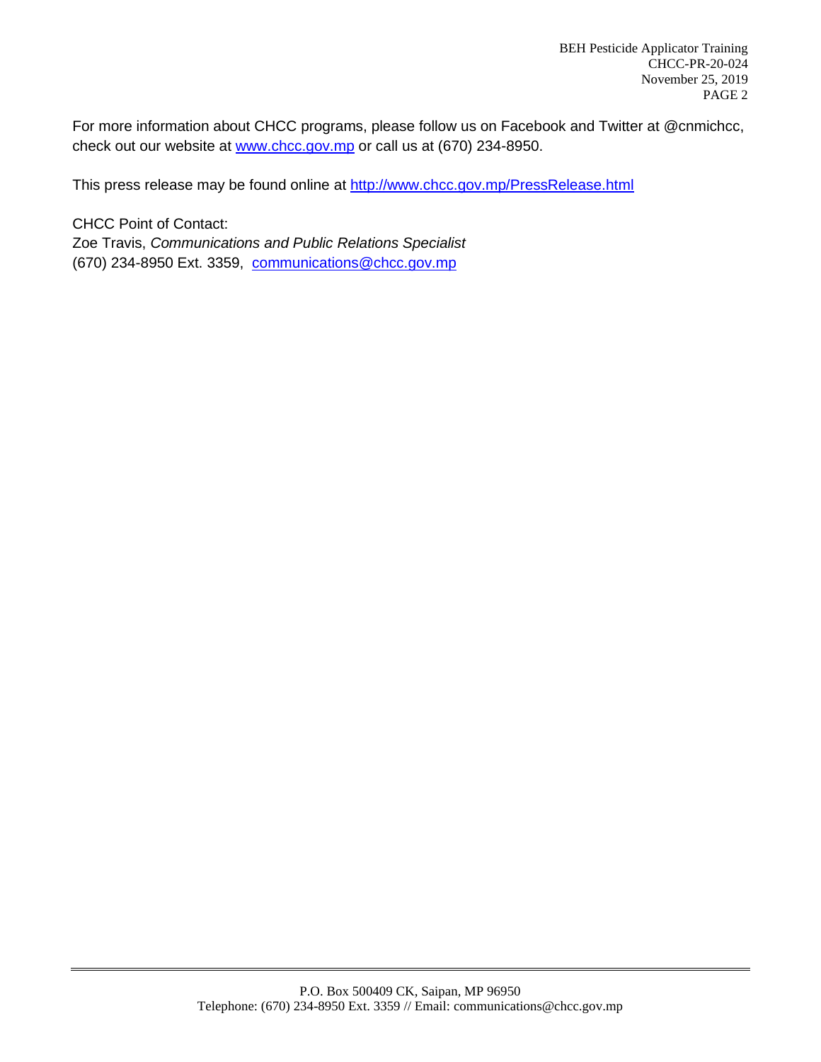For more information about CHCC programs, please follow us on Facebook and Twitter at @cnmichcc, check out our website at [www.chcc.gov.mp](http://www.chcc.gov.mp) or call us at (670) 234-8950.

This press release may be found online at [http://www.chcc.gov.mp/PressRelease.html](http://www.chcc.gov.mp/PressRelease.html)

CHCC Point of Contact:
Zoe Travis, *Communications and Public Relations Specialist*
(670) 234-8950 Ext. 3359, [communications@chcc.gov.mp](mailto:communications@chcc.gov.mp)